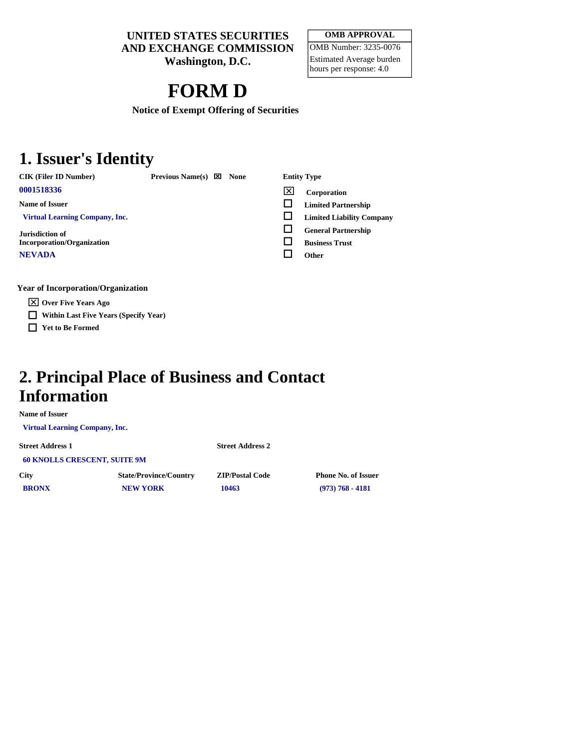**UNITED STATES SECURITIES AND EXCHANGE COMMISSION**
**Washington, D.C.**

| OMB APPROVAL |
|---|
| OMB Number: 3235-0076 |
| Estimated Average burden hours per response: 4.0 |

# FORM D

**Notice of Exempt Offering of Securities**

## 1. Issuer's Identity

**CIK (Filer ID Number)**
0001518336

**Previous Name(s)** ☒ None

**Name of Issuer**
Virtual Learning Company, Inc.

**Jurisdiction of Incorporation/Organization**
NEVADA

**Entity Type**
- ☒ Corporation
- ☐ Limited Partnership
- ☐ Limited Liability Company
- ☐ General Partnership
- ☐ Business Trust
- ☐ Other

**Year of Incorporation/Organization**
- ☒ Over Five Years Ago
- ☐ Within Last Five Years (Specify Year)
- ☐ Yet to Be Formed

## 2. Principal Place of Business and Contact Information

**Name of Issuer**
Virtual Learning Company, Inc.

| Street Address 1 | Street Address 2 |
|---|---|
| 60 KNOLLS CRESCENT, SUITE 9M | |

| City | State/Province/Country | ZIP/Postal Code | Phone No. of Issuer |
|---|---|---|---|
| BRONX | NEW YORK | 10463 | (973) 768 - 4181 |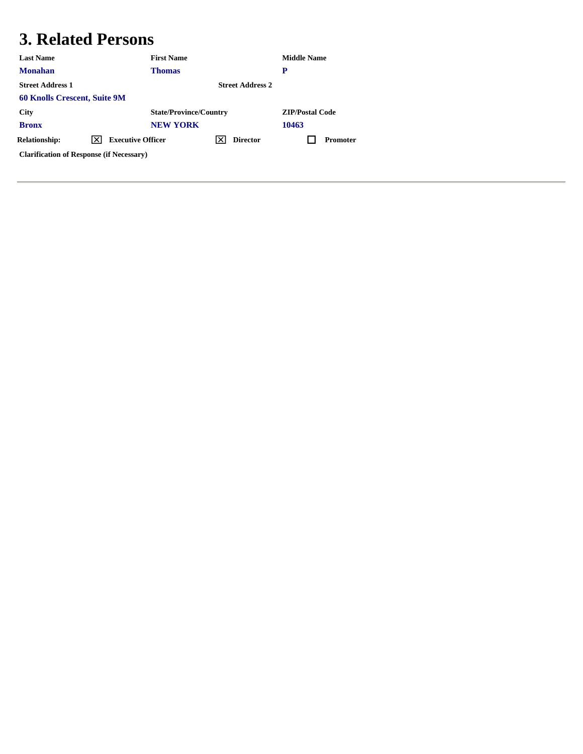# 3. Related Persons

| Last Name | First Name | Middle Name |
| --- | --- | --- |
| Monahan | Thomas | P |

| Street Address 1 | Street Address 2 |
| --- | --- |
| 60 Knolls Crescent, Suite 9M | |

| City | State/Province/Country | ZIP/Postal Code |
| --- | --- | --- |
| Bronx | NEW YORK | 10463 |

**Relationship:** ☒ Executive Officer ☒ Director ☐ Promoter

**Clarification of Response (if Necessary)**

---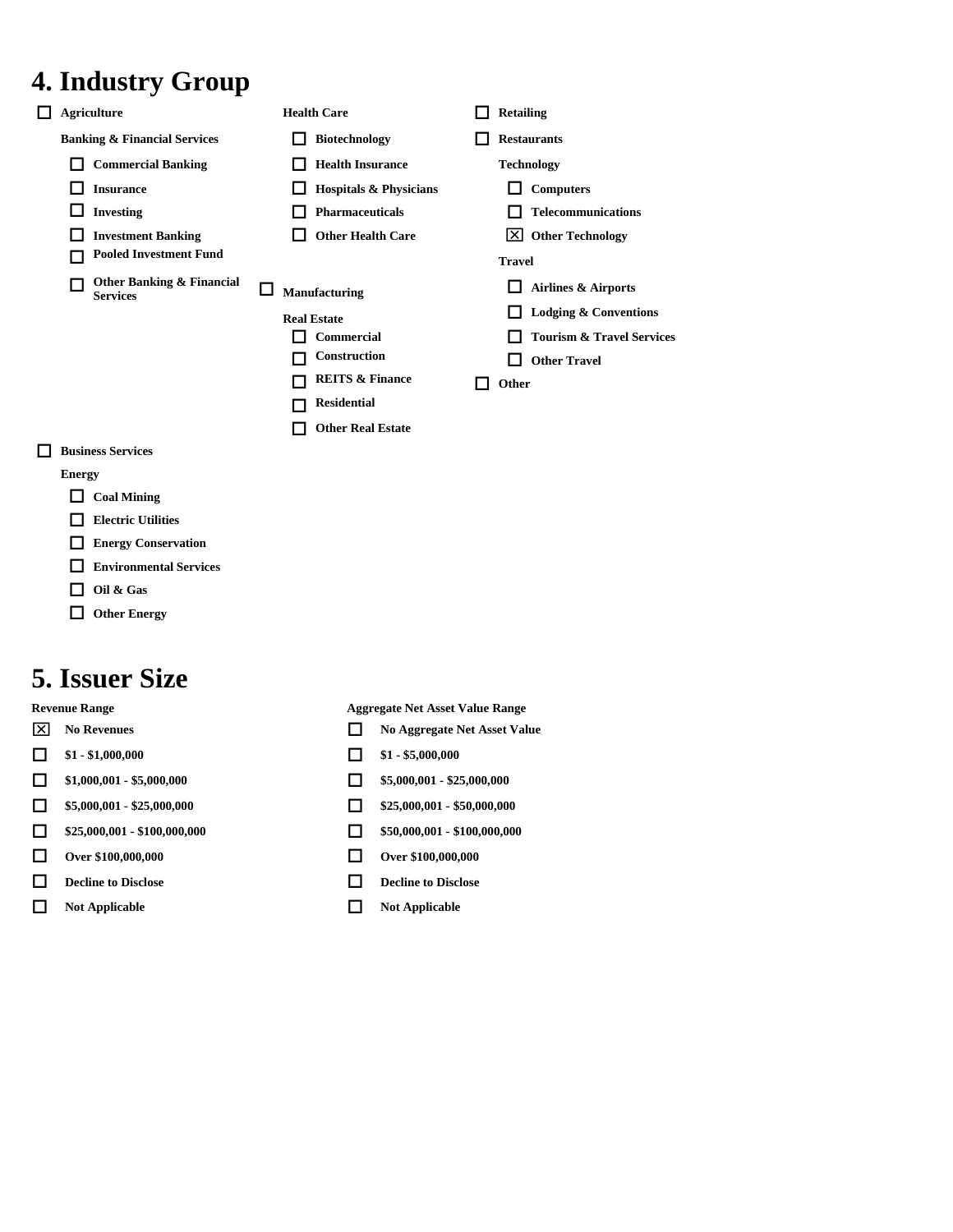## 4. Industry Group

- ☐ Agriculture
- Banking & Financial Services
  - ☐ Commercial Banking
  - ☐ Insurance
  - ☐ Investing
  - ☐ Investment Banking
  - ☐ Pooled Investment Fund
  - ☐ Other Banking & Financial Services
- ☐ Business Services
- Energy
  - ☐ Coal Mining
  - ☐ Electric Utilities
  - ☐ Energy Conservation
  - ☐ Environmental Services
  - ☐ Oil & Gas
  - ☐ Other Energy
- Health Care
  - ☐ Biotechnology
  - ☐ Health Insurance
  - ☐ Hospitals & Physicians
  - ☐ Pharmaceuticals
  - ☐ Other Health Care
- ☐ Manufacturing
- Real Estate
  - ☐ Commercial
  - ☐ Construction
  - ☐ REITS & Finance
  - ☐ Residential
  - ☐ Other Real Estate
- ☐ Retailing
- ☐ Restaurants
- Technology
  - ☐ Computers
  - ☐ Telecommunications
  - ☒ Other Technology
- Travel
  - ☐ Airlines & Airports
  - ☐ Lodging & Conventions
  - ☐ Tourism & Travel Services
  - ☐ Other Travel
- ☐ Other

## 5. Issuer Size

| Revenue Range | Aggregate Net Asset Value Range |
|---|---|
| ☒ No Revenues | ☐ No Aggregate Net Asset Value |
| ☐ $1 - $1,000,000 | ☐ $1 - $5,000,000 |
| ☐ $1,000,001 - $5,000,000 | ☐ $5,000,001 - $25,000,000 |
| ☐ $5,000,001 - $25,000,000 | ☐ $25,000,001 - $50,000,000 |
| ☐ $25,000,001 - $100,000,000 | ☐ $50,000,001 - $100,000,000 |
| ☐ Over $100,000,000 | ☐ Over $100,000,000 |
| ☐ Decline to Disclose | ☐ Decline to Disclose |
| ☐ Not Applicable | ☐ Not Applicable |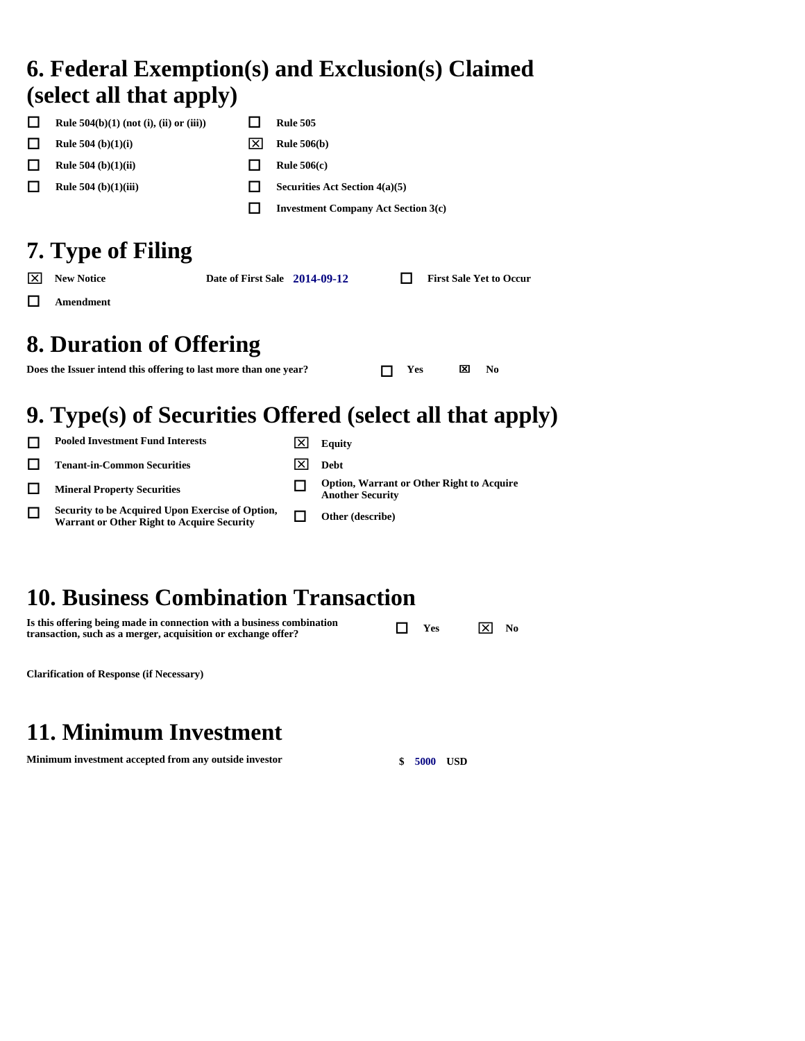## 6. Federal Exemption(s) and Exclusion(s) Claimed (select all that apply)

- ☐ Rule 504(b)(1) (not (i), (ii) or (iii))
- ☐ Rule 504 (b)(1)(i)
- ☐ Rule 504 (b)(1)(ii)
- ☐ Rule 504 (b)(1)(iii)
- ☐ Rule 505
- ☒ Rule 506(b)
- ☐ Rule 506(c)
- ☐ Securities Act Section 4(a)(5)
- ☐ Investment Company Act Section 3(c)

## 7. Type of Filing

- ☒ New Notice — Date of First Sale **2014-09-12** — ☐ First Sale Yet to Occur
- ☐ Amendment

## 8. Duration of Offering

Does the Issuer intend this offering to last more than one year? ☐ Yes ☒ No

## 9. Type(s) of Securities Offered (select all that apply)

- ☐ Pooled Investment Fund Interests
- ☐ Tenant-in-Common Securities
- ☐ Mineral Property Securities
- ☐ Security to be Acquired Upon Exercise of Option, Warrant or Other Right to Acquire Security
- ☒ Equity
- ☒ Debt
- ☐ Option, Warrant or Other Right to Acquire Another Security
- ☐ Other (describe)

## 10. Business Combination Transaction

Is this offering being made in connection with a business combination transaction, such as a merger, acquisition or exchange offer? ☐ Yes ☒ No

Clarification of Response (if Necessary)

## 11. Minimum Investment

Minimum investment accepted from any outside investor $ 5000 USD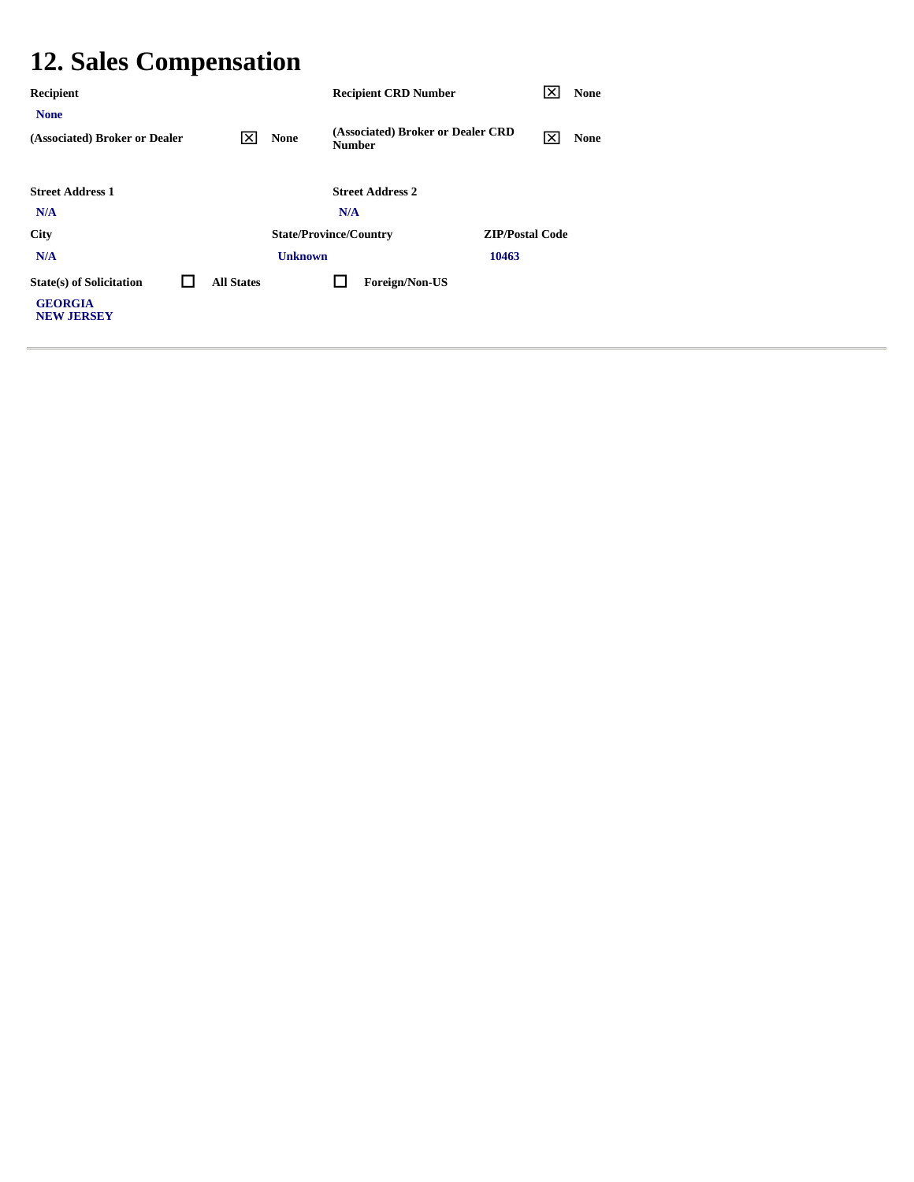# 12. Sales Compensation

**Recipient**

None

**Recipient CRD Number** ☒ None

**(Associated) Broker or Dealer** ☒ None

**(Associated) Broker or Dealer CRD Number** ☒ None

| Street Address 1 | Street Address 2 |
|---|---|
| N/A | N/A |

| City | State/Province/Country | ZIP/Postal Code |
|---|---|---|
| N/A | Unknown | 10463 |

**State(s) of Solicitation** ☐ All States ☐ Foreign/Non-US

GEORGIA
NEW JERSEY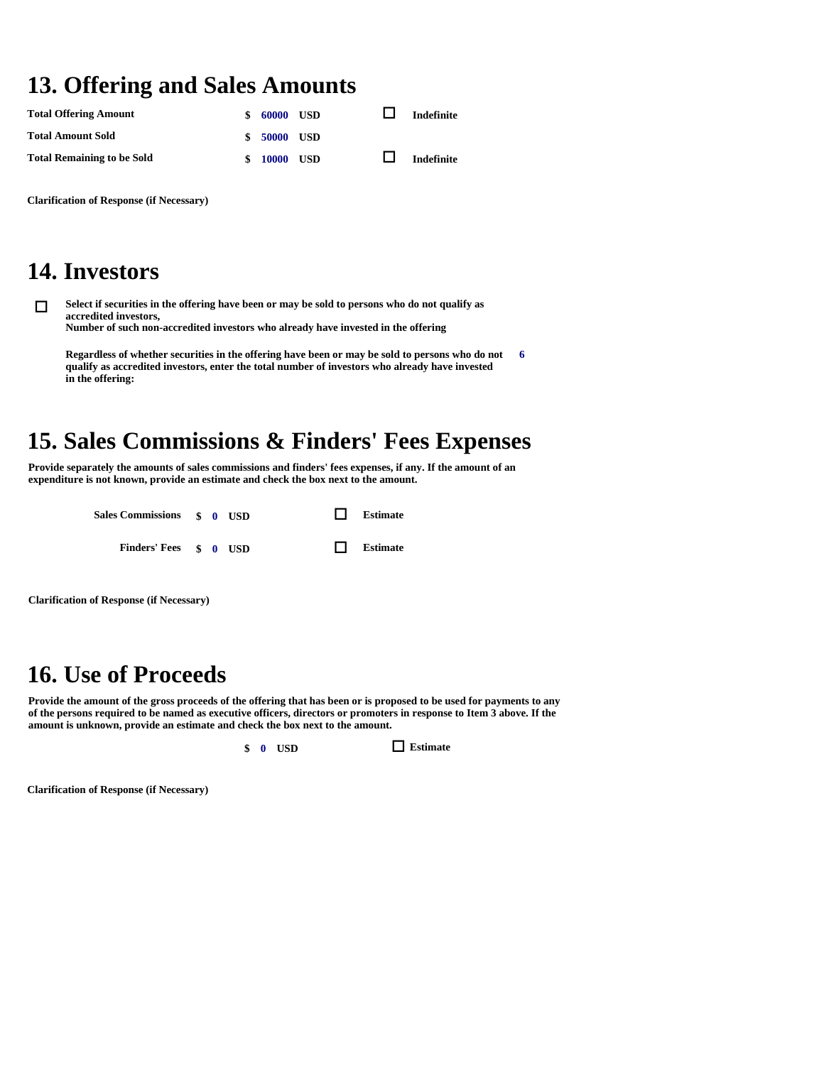## 13. Offering and Sales Amounts

| | | | |
|---|---|---|---|
| **Total Offering Amount** | $ 60000 USD | ☐ | Indefinite |
| **Total Amount Sold** | $ 50000 USD | | |
| **Total Remaining to be Sold** | $ 10000 USD | ☐ | Indefinite |

**Clarification of Response (if Necessary)**

## 14. Investors

☐ **Select if securities in the offering have been or may be sold to persons who do not qualify as accredited investors,**
**Number of such non-accredited investors who already have invested in the offering**

**Regardless of whether securities in the offering have been or may be sold to persons who do not qualify as accredited investors, enter the total number of investors who already have invested in the offering:** 6

## 15. Sales Commissions & Finders' Fees Expenses

**Provide separately the amounts of sales commissions and finders' fees expenses, if any. If the amount of an expenditure is not known, provide an estimate and check the box next to the amount.**

| | | | |
|---|---|---|---|
| **Sales Commissions** | $ 0 USD | ☐ | Estimate |
| **Finders' Fees** | $ 0 USD | ☐ | Estimate |

**Clarification of Response (if Necessary)**

## 16. Use of Proceeds

**Provide the amount of the gross proceeds of the offering that has been or is proposed to be used for payments to any of the persons required to be named as executive officers, directors or promoters in response to Item 3 above. If the amount is unknown, provide an estimate and check the box next to the amount.**

$ 0 USD ☐ Estimate

**Clarification of Response (if Necessary)**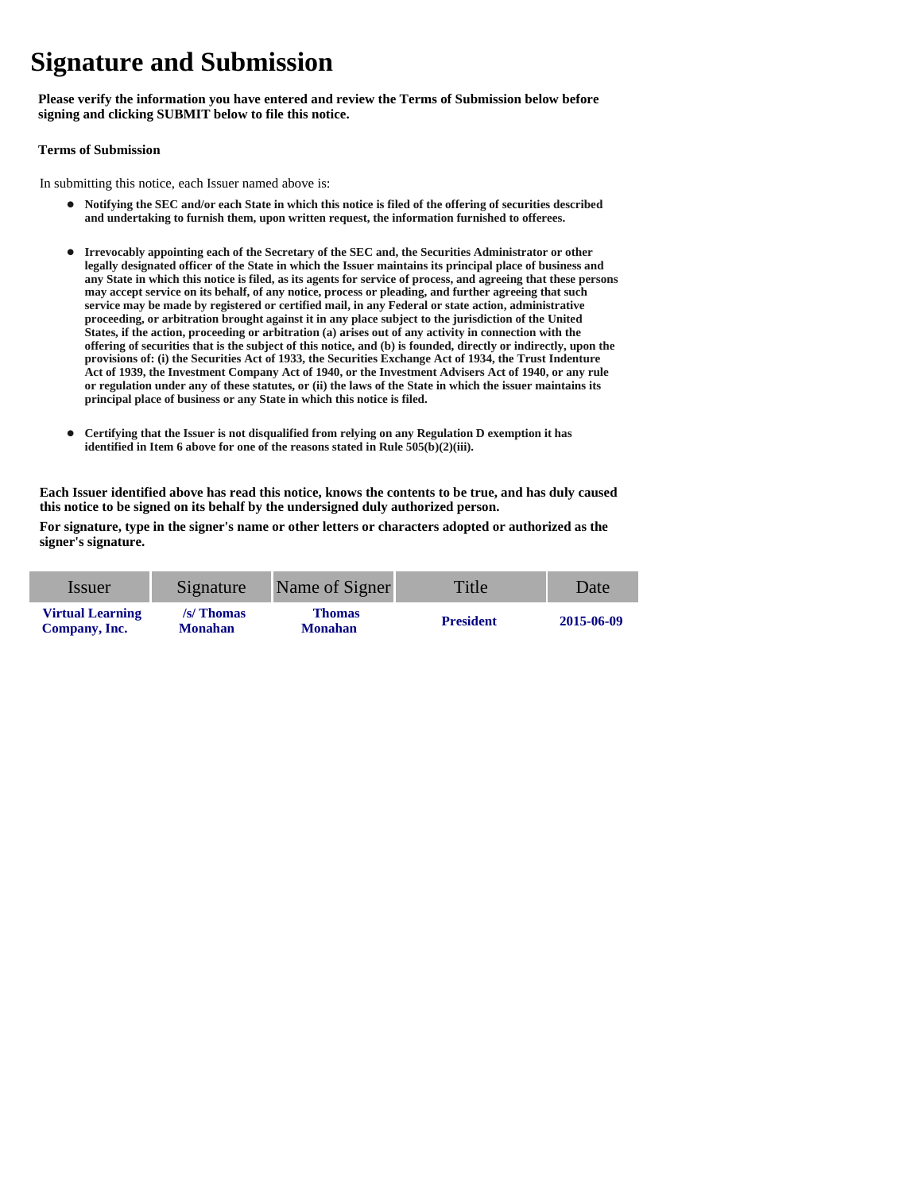# Signature and Submission

**Please verify the information you have entered and review the Terms of Submission below before signing and clicking SUBMIT below to file this notice.**

**Terms of Submission**

In submitting this notice, each Issuer named above is:

- **Notifying the SEC and/or each State in which this notice is filed of the offering of securities described and undertaking to furnish them, upon written request, the information furnished to offerees.**
- **Irrevocably appointing each of the Secretary of the SEC and, the Securities Administrator or other legally designated officer of the State in which the Issuer maintains its principal place of business and any State in which this notice is filed, as its agents for service of process, and agreeing that these persons may accept service on its behalf, of any notice, process or pleading, and further agreeing that such service may be made by registered or certified mail, in any Federal or state action, administrative proceeding, or arbitration brought against it in any place subject to the jurisdiction of the United States, if the action, proceeding or arbitration (a) arises out of any activity in connection with the offering of securities that is the subject of this notice, and (b) is founded, directly or indirectly, upon the provisions of: (i) the Securities Act of 1933, the Securities Exchange Act of 1934, the Trust Indenture Act of 1939, the Investment Company Act of 1940, or the Investment Advisers Act of 1940, or any rule or regulation under any of these statutes, or (ii) the laws of the State in which the issuer maintains its principal place of business or any State in which this notice is filed.**
- **Certifying that the Issuer is not disqualified from relying on any Regulation D exemption it has identified in Item 6 above for one of the reasons stated in Rule 505(b)(2)(iii).**

**Each Issuer identified above has read this notice, knows the contents to be true, and has duly caused this notice to be signed on its behalf by the undersigned duly authorized person.**

**For signature, type in the signer's name or other letters or characters adopted or authorized as the signer's signature.**

| Issuer | Signature | Name of Signer | Title | Date |
|---|---|---|---|---|
| **Virtual Learning Company, Inc.** | **/s/ Thomas Monahan** | **Thomas Monahan** | **President** | **2015-06-09** |